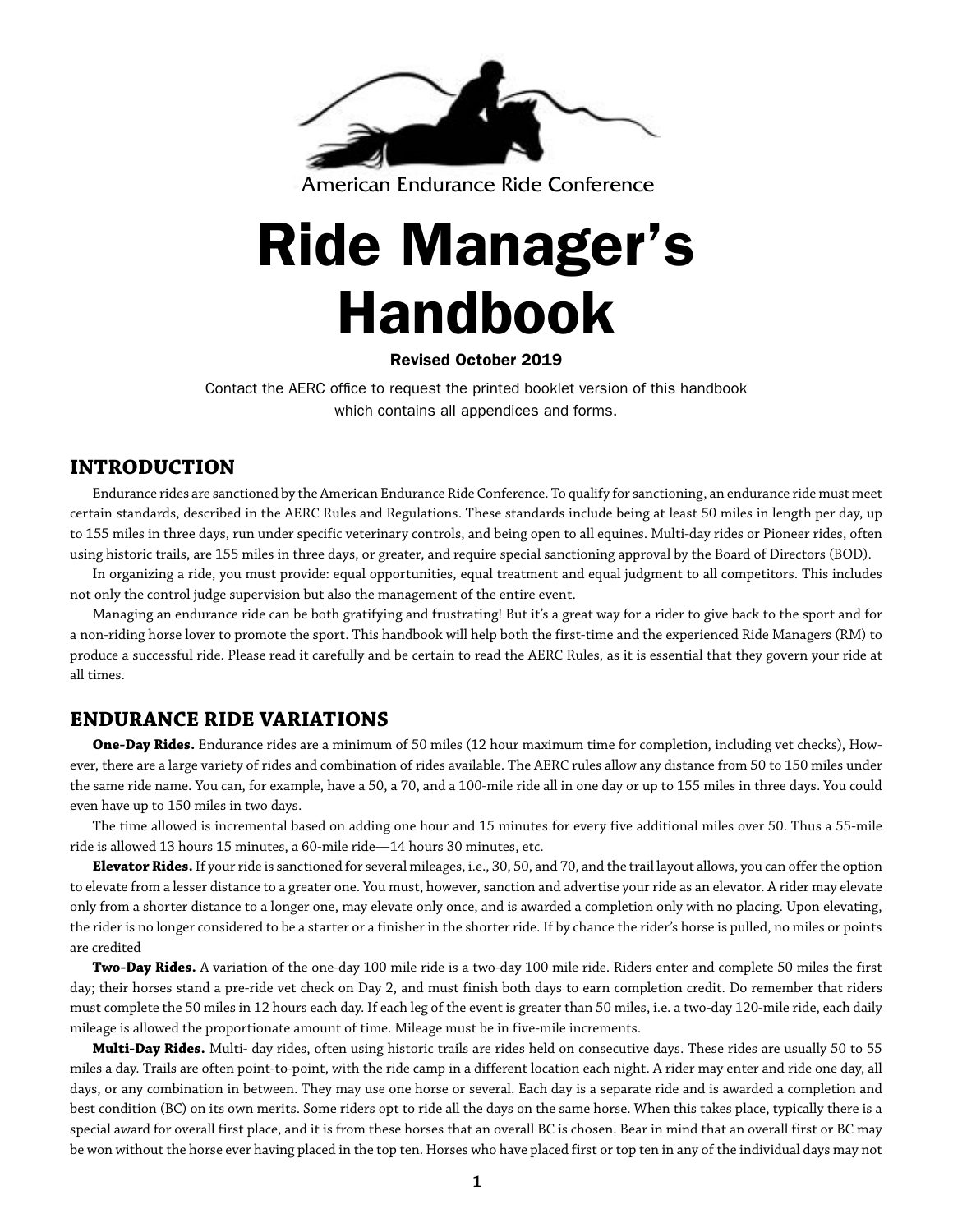American Endurance Ride Conference

# Ride Manager's Handbook

**Revised October 2019**

Contact the AERC office to request the printed booklet version of this handbook which contains all appendices and forms.

## INTRODUCTION

Endurance rides are sanctioned by the American Endurance Ride Conference. To qualify for sanctioning, an endurance ride must meet certain standards, described in the AERC Rules and Regulations. These standards include being at least 50 miles in length per day, up to 155 miles in three days, run under specific veterinary controls, and being open to all equines. Multi-day rides or Pioneer rides, often using historic trails, are 155 miles in three days, or greater, and require special sanctioning approval by the Board of Directors (BOD).

In organizing a ride, you must provide: equal opportunities, equal treatment and equal judgment to all competitors. This includes not only the control judge supervision but also the management of the entire event.

Managing an endurance ride can be both gratifying and frustrating! But it's a great way for a rider to give back to the sport and for a non-riding horse lover to promote the sport. This handbook will help both the first-time and the experienced Ride Managers (RM) to produce a successful ride. Please read it carefully and be certain to read the AERC Rules, as it is essential that they govern your ride at all times.

## ENDURANCE RIDE VARIATIONS

**One-Day Rides.** Endurance rides are a minimum of 50 miles (12 hour maximum time for completion, including vet checks), However, there are a large variety of rides and combination of rides available. The AERC rules allow any distance from 50 to 150 miles under the same ride name. You can, for example, have a 50, a 70, and a 100-mile ride all in one day or up to 155 miles in three days. You could even have up to 150 miles in two days.

The time allowed is incremental based on adding one hour and 15 minutes for every five additional miles over 50. Thus a 55-mile ride is allowed 13 hours 15 minutes, a 60-mile ride—14 hours 30 minutes, etc.

**Elevator Rides.** If your ride is sanctioned for several mileages, i.e., 30, 50, and 70, and the trail layout allows, you can offer the option to elevate from a lesser distance to a greater one. You must, however, sanction and advertise your ride as an elevator. A rider may elevate only from a shorter distance to a longer one, may elevate only once, and is awarded a completion only with no placing. Upon elevating, the rider is no longer considered to be a starter or a finisher in the shorter ride. If by chance the rider's horse is pulled, no miles or points are credited

**Two-Day Rides.** A variation of the one-day 100 mile ride is a two-day 100 mile ride. Riders enter and complete 50 miles the first day; their horses stand a pre-ride vet check on Day 2, and must finish both days to earn completion credit. Do remember that riders must complete the 50 miles in 12 hours each day. If each leg of the event is greater than 50 miles, i.e. a two-day 120-mile ride, each daily mileage is allowed the proportionate amount of time. Mileage must be in five-mile increments.

**Multi-Day Rides.** Multi- day rides, often using historic trails are rides held on consecutive days. These rides are usually 50 to 55 miles a day. Trails are often point-to-point, with the ride camp in a different location each night. A rider may enter and ride one day, all days, or any combination in between. They may use one horse or several. Each day is a separate ride and is awarded a completion and best condition (BC) on its own merits. Some riders opt to ride all the days on the same horse. When this takes place, typically there is a special award for overall first place, and it is from these horses that an overall BC is chosen. Bear in mind that an overall first or BC may be won without the horse ever having placed in the top ten. Horses who have placed first or top ten in any of the individual days may not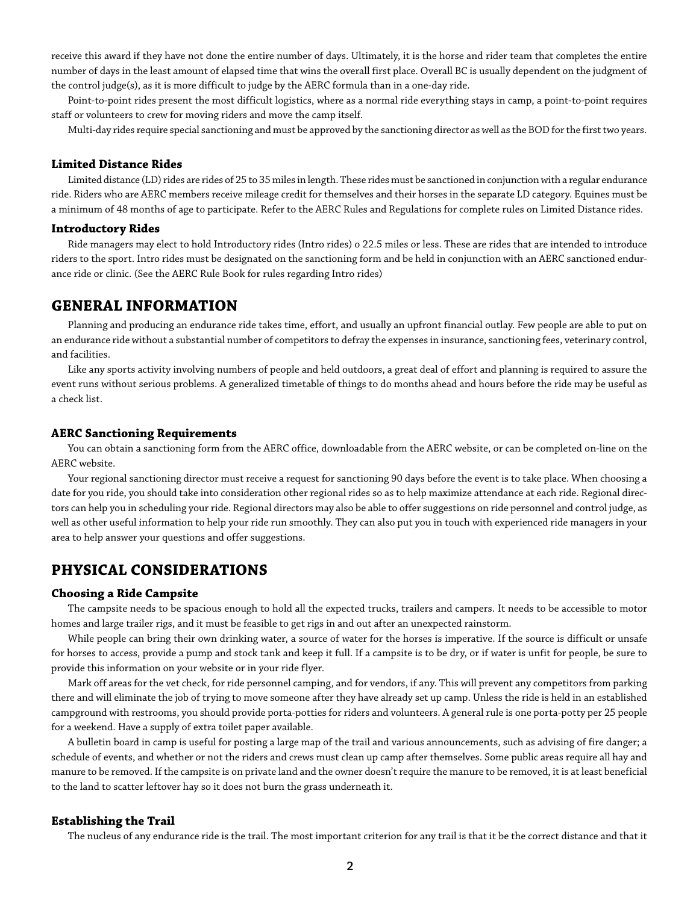receive this award if they have not done the entire number of days. Ultimately, it is the horse and rider team that completes the entire number of days in the least amount of elapsed time that wins the overall first place. Overall BC is usually dependent on the judgment of the control judge(s), as it is more difficult to judge by the AERC formula than in a one-day ride.

Point-to-point rides present the most difficult logistics, where as a normal ride everything stays in camp, a point-to-point requires staff or volunteers to crew for moving riders and move the camp itself.

Multi-day rides require special sanctioning and must be approved by the sanctioning director as well as the BOD for the first two years.

### Limited Distance Rides

Limited distance (LD) rides are rides of 25 to 35 miles in length. These rides must be sanctioned in conjunction with a regular endurance ride. Riders who are AERC members receive mileage credit for themselves and their horses in the separate LD category. Equines must be a minimum of 48 months of age to participate. Refer to the AERC Rules and Regulations for complete rules on Limited Distance rides.

### Introductory Rides

Ride managers may elect to hold Introductory rides (Intro rides) o 22.5 miles or less. These are rides that are intended to introduce riders to the sport. Intro rides must be designated on the sanctioning form and be held in conjunction with an AERC sanctioned endurance ride or clinic. (See the AERC Rule Book for rules regarding Intro rides)

## GENERAL INFORMATION

Planning and producing an endurance ride takes time, effort, and usually an upfront financial outlay. Few people are able to put on an endurance ride without a substantial number of competitors to defray the expenses in insurance, sanctioning fees, veterinary control, and facilities.

Like any sports activity involving numbers of people and held outdoors, a great deal of effort and planning is required to assure the event runs without serious problems. A generalized timetable of things to do months ahead and hours before the ride may be useful as a check list.

### AERC Sanctioning Requirements

You can obtain a sanctioning form from the AERC office, downloadable from the AERC website, or can be completed on-line on the AERC website.

Your regional sanctioning director must receive a request for sanctioning 90 days before the event is to take place. When choosing a date for you ride, you should take into consideration other regional rides so as to help maximize attendance at each ride. Regional directors can help you in scheduling your ride. Regional directors may also be able to offer suggestions on ride personnel and control judge, as well as other useful information to help your ride run smoothly. They can also put you in touch with experienced ride managers in your area to help answer your questions and offer suggestions.

## PHYSICAL CONSIDERATIONS

### Choosing a Ride Campsite

The campsite needs to be spacious enough to hold all the expected trucks, trailers and campers. It needs to be accessible to motor homes and large trailer rigs, and it must be feasible to get rigs in and out after an unexpected rainstorm.

While people can bring their own drinking water, a source of water for the horses is imperative. If the source is difficult or unsafe for horses to access, provide a pump and stock tank and keep it full. If a campsite is to be dry, or if water is unfit for people, be sure to provide this information on your website or in your ride flyer.

Mark off areas for the vet check, for ride personnel camping, and for vendors, if any. This will prevent any competitors from parking there and will eliminate the job of trying to move someone after they have already set up camp. Unless the ride is held in an established campground with restrooms, you should provide porta-potties for riders and volunteers. A general rule is one porta-potty per 25 people for a weekend. Have a supply of extra toilet paper available.

A bulletin board in camp is useful for posting a large map of the trail and various announcements, such as advising of fire danger; a schedule of events, and whether or not the riders and crews must clean up camp after themselves. Some public areas require all hay and manure to be removed. If the campsite is on private land and the owner doesn't require the manure to be removed, it is at least beneficial to the land to scatter leftover hay so it does not burn the grass underneath it.

### Establishing the Trail

The nucleus of any endurance ride is the trail. The most important criterion for any trail is that it be the correct distance and that it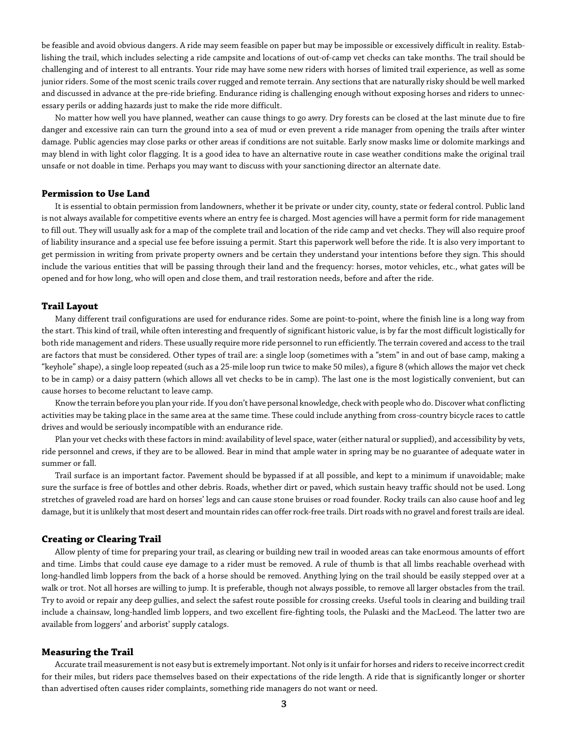be feasible and avoid obvious dangers. A ride may seem feasible on paper but may be impossible or excessively difficult in reality. Establishing the trail, which includes selecting a ride campsite and locations of out-of-camp vet checks can take months. The trail should be challenging and of interest to all entrants. Your ride may have some new riders with horses of limited trail experience, as well as some junior riders. Some of the most scenic trails cover rugged and remote terrain. Any sections that are naturally risky should be well marked and discussed in advance at the pre-ride briefing. Endurance riding is challenging enough without exposing horses and riders to unnecessary perils or adding hazards just to make the ride more difficult.

No matter how well you have planned, weather can cause things to go awry. Dry forests can be closed at the last minute due to fire danger and excessive rain can turn the ground into a sea of mud or even prevent a ride manager from opening the trails after winter damage. Public agencies may close parks or other areas if conditions are not suitable. Early snow masks lime or dolomite markings and may blend in with light color flagging. It is a good idea to have an alternative route in case weather conditions make the original trail unsafe or not doable in time. Perhaps you may want to discuss with your sanctioning director an alternate date.

### Permission to Use Land

It is essential to obtain permission from landowners, whether it be private or under city, county, state or federal control. Public land is not always available for competitive events where an entry fee is charged. Most agencies will have a permit form for ride management to fill out. They will usually ask for a map of the complete trail and location of the ride camp and vet checks. They will also require proof of liability insurance and a special use fee before issuing a permit. Start this paperwork well before the ride. It is also very important to get permission in writing from private property owners and be certain they understand your intentions before they sign. This should include the various entities that will be passing through their land and the frequency: horses, motor vehicles, etc., what gates will be opened and for how long, who will open and close them, and trail restoration needs, before and after the ride.

### Trail Layout

Many different trail configurations are used for endurance rides. Some are point-to-point, where the finish line is a long way from the start. This kind of trail, while often interesting and frequently of significant historic value, is by far the most difficult logistically for both ride management and riders. These usually require more ride personnel to run efficiently. The terrain covered and access to the trail are factors that must be considered. Other types of trail are: a single loop (sometimes with a "stem" in and out of base camp, making a "keyhole" shape), a single loop repeated (such as a 25-mile loop run twice to make 50 miles), a figure 8 (which allows the major vet check to be in camp) or a daisy pattern (which allows all vet checks to be in camp). The last one is the most logistically convenient, but can cause horses to become reluctant to leave camp.

Know the terrain before you plan your ride. If you don't have personal knowledge, check with people who do. Discover what conflicting activities may be taking place in the same area at the same time. These could include anything from cross-country bicycle races to cattle drives and would be seriously incompatible with an endurance ride.

Plan your vet checks with these factors in mind: availability of level space, water (either natural or supplied), and accessibility by vets, ride personnel and crews, if they are to be allowed. Bear in mind that ample water in spring may be no guarantee of adequate water in summer or fall.

Trail surface is an important factor. Pavement should be bypassed if at all possible, and kept to a minimum if unavoidable; make sure the surface is free of bottles and other debris. Roads, whether dirt or paved, which sustain heavy traffic should not be used. Long stretches of graveled road are hard on horses' legs and can cause stone bruises or road founder. Rocky trails can also cause hoof and leg damage, but it is unlikely that most desert and mountain rides can offer rock-free trails. Dirt roads with no gravel and forest trails are ideal.

### Creating or Clearing Trail

Allow plenty of time for preparing your trail, as clearing or building new trail in wooded areas can take enormous amounts of effort and time. Limbs that could cause eye damage to a rider must be removed. A rule of thumb is that all limbs reachable overhead with long-handled limb loppers from the back of a horse should be removed. Anything lying on the trail should be easily stepped over at a walk or trot. Not all horses are willing to jump. It is preferable, though not always possible, to remove all larger obstacles from the trail. Try to avoid or repair any deep gullies, and select the safest route possible for crossing creeks. Useful tools in clearing and building trail include a chainsaw, long-handled limb loppers, and two excellent fire-fighting tools, the Pulaski and the MacLeod. The latter two are available from loggers' and arborist' supply catalogs.

### Measuring the Trail

Accurate trail measurement is not easy but is extremely important. Not only is it unfair for horses and riders to receive incorrect credit for their miles, but riders pace themselves based on their expectations of the ride length. A ride that is significantly longer or shorter than advertised often causes rider complaints, something ride managers do not want or need.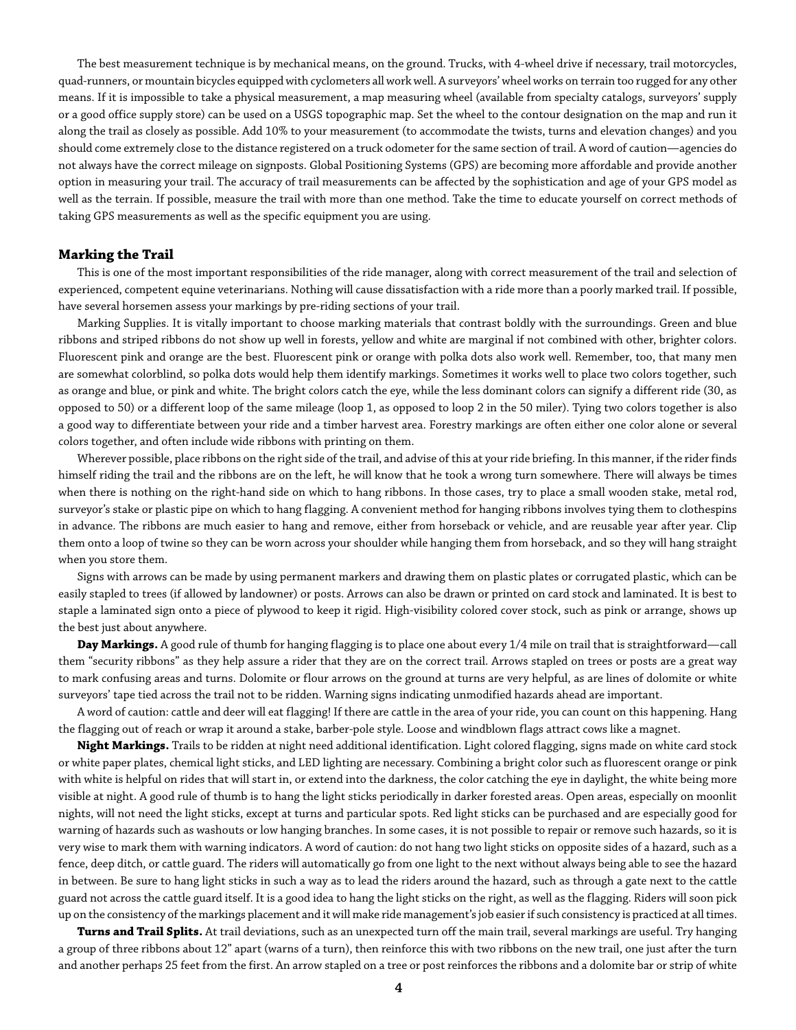The best measurement technique is by mechanical means, on the ground. Trucks, with 4-wheel drive if necessary, trail motorcycles, quad-runners, or mountain bicycles equipped with cyclometers all work well. A surveyors' wheel works on terrain too rugged for any other means. If it is impossible to take a physical measurement, a map measuring wheel (available from specialty catalogs, surveyors' supply or a good office supply store) can be used on a USGS topographic map. Set the wheel to the contour designation on the map and run it along the trail as closely as possible. Add 10% to your measurement (to accommodate the twists, turns and elevation changes) and you should come extremely close to the distance registered on a truck odometer for the same section of trail. A word of caution—agencies do not always have the correct mileage on signposts. Global Positioning Systems (GPS) are becoming more affordable and provide another option in measuring your trail. The accuracy of trail measurements can be affected by the sophistication and age of your GPS model as well as the terrain. If possible, measure the trail with more than one method. Take the time to educate yourself on correct methods of taking GPS measurements as well as the specific equipment you are using.

## Marking the Trail

This is one of the most important responsibilities of the ride manager, along with correct measurement of the trail and selection of experienced, competent equine veterinarians. Nothing will cause dissatisfaction with a ride more than a poorly marked trail. If possible, have several horsemen assess your markings by pre-riding sections of your trail.

Marking Supplies. It is vitally important to choose marking materials that contrast boldly with the surroundings. Green and blue ribbons and striped ribbons do not show up well in forests, yellow and white are marginal if not combined with other, brighter colors. Fluorescent pink and orange are the best. Fluorescent pink or orange with polka dots also work well. Remember, too, that many men are somewhat colorblind, so polka dots would help them identify markings. Sometimes it works well to place two colors together, such as orange and blue, or pink and white. The bright colors catch the eye, while the less dominant colors can signify a different ride (30, as opposed to 50) or a different loop of the same mileage (loop 1, as opposed to loop 2 in the 50 miler). Tying two colors together is also a good way to differentiate between your ride and a timber harvest area. Forestry markings are often either one color alone or several colors together, and often include wide ribbons with printing on them.

Wherever possible, place ribbons on the right side of the trail, and advise of this at your ride briefing. In this manner, if the rider finds himself riding the trail and the ribbons are on the left, he will know that he took a wrong turn somewhere. There will always be times when there is nothing on the right-hand side on which to hang ribbons. In those cases, try to place a small wooden stake, metal rod, surveyor's stake or plastic pipe on which to hang flagging. A convenient method for hanging ribbons involves tying them to clothespins in advance. The ribbons are much easier to hang and remove, either from horseback or vehicle, and are reusable year after year. Clip them onto a loop of twine so they can be worn across your shoulder while hanging them from horseback, and so they will hang straight when you store them.

Signs with arrows can be made by using permanent markers and drawing them on plastic plates or corrugated plastic, which can be easily stapled to trees (if allowed by landowner) or posts. Arrows can also be drawn or printed on card stock and laminated. It is best to staple a laminated sign onto a piece of plywood to keep it rigid. High-visibility colored cover stock, such as pink or arrange, shows up the best just about anywhere.

**Day Markings.** A good rule of thumb for hanging flagging is to place one about every 1/4 mile on trail that is straightforward—call them "security ribbons" as they help assure a rider that they are on the correct trail. Arrows stapled on trees or posts are a great way to mark confusing areas and turns. Dolomite or flour arrows on the ground at turns are very helpful, as are lines of dolomite or white surveyors' tape tied across the trail not to be ridden. Warning signs indicating unmodified hazards ahead are important.

A word of caution: cattle and deer will eat flagging! If there are cattle in the area of your ride, you can count on this happening. Hang the flagging out of reach or wrap it around a stake, barber-pole style. Loose and windblown flags attract cows like a magnet.

**Night Markings.** Trails to be ridden at night need additional identification. Light colored flagging, signs made on white card stock or white paper plates, chemical light sticks, and LED lighting are necessary. Combining a bright color such as fluorescent orange or pink with white is helpful on rides that will start in, or extend into the darkness, the color catching the eye in daylight, the white being more visible at night. A good rule of thumb is to hang the light sticks periodically in darker forested areas. Open areas, especially on moonlit nights, will not need the light sticks, except at turns and particular spots. Red light sticks can be purchased and are especially good for warning of hazards such as washouts or low hanging branches. In some cases, it is not possible to repair or remove such hazards, so it is very wise to mark them with warning indicators. A word of caution: do not hang two light sticks on opposite sides of a hazard, such as a fence, deep ditch, or cattle guard. The riders will automatically go from one light to the next without always being able to see the hazard in between. Be sure to hang light sticks in such a way as to lead the riders around the hazard, such as through a gate next to the cattle guard not across the cattle guard itself. It is a good idea to hang the light sticks on the right, as well as the flagging. Riders will soon pick up on the consistency of the markings placement and it will make ride management's job easier if such consistency is practiced at all times.

**Turns and Trail Splits.** At trail deviations, such as an unexpected turn off the main trail, several markings are useful. Try hanging a group of three ribbons about 12" apart (warns of a turn), then reinforce this with two ribbons on the new trail, one just after the turn and another perhaps 25 feet from the first. An arrow stapled on a tree or post reinforces the ribbons and a dolomite bar or strip of white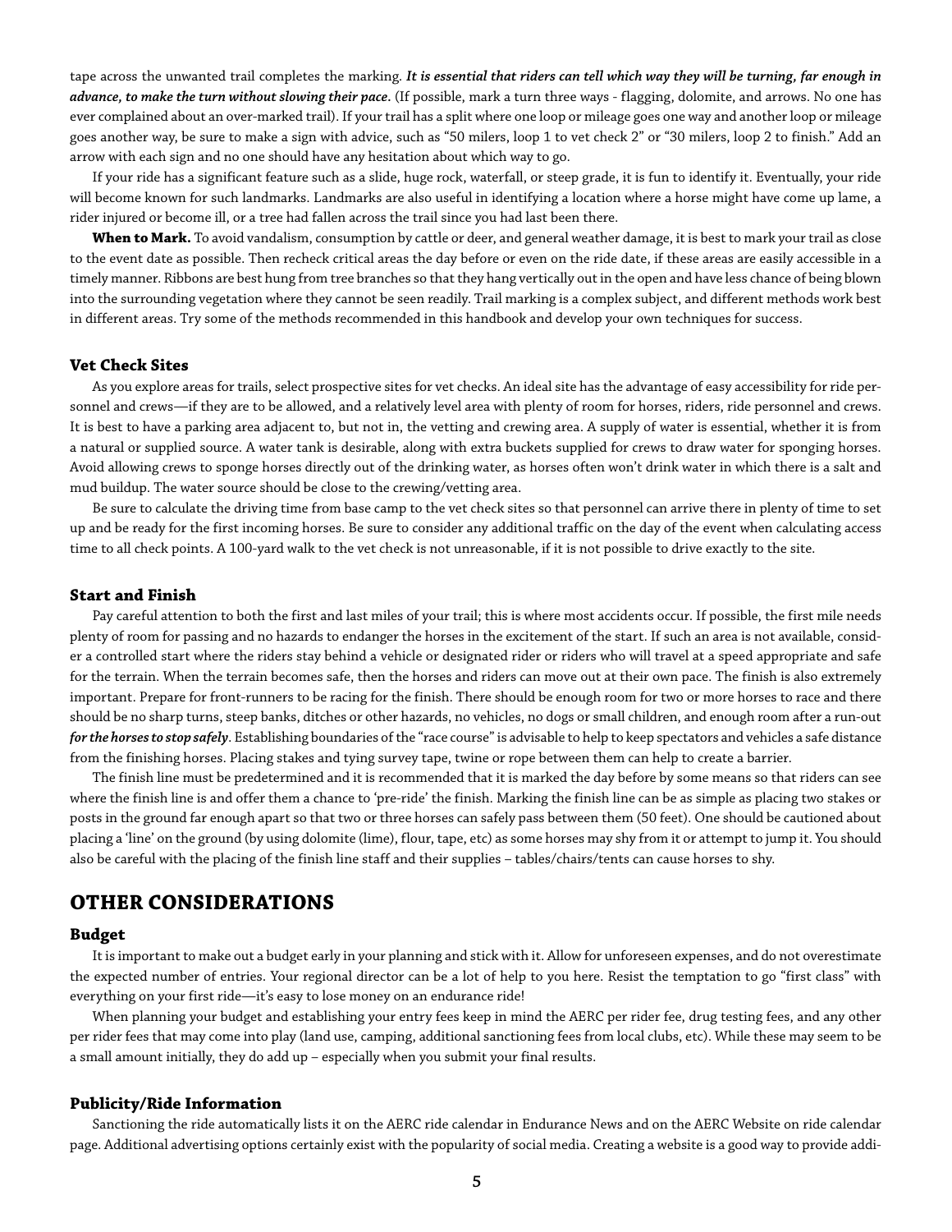tape across the unwanted trail completes the marking. ***It is essential that riders can tell which way they will be turning, far enough in advance, to make the turn without slowing their pace.*** (If possible, mark a turn three ways - flagging, dolomite, and arrows. No one has ever complained about an over-marked trail). If your trail has a split where one loop or mileage goes one way and another loop or mileage goes another way, be sure to make a sign with advice, such as "50 milers, loop 1 to vet check 2" or "30 milers, loop 2 to finish." Add an arrow with each sign and no one should have any hesitation about which way to go.

If your ride has a significant feature such as a slide, huge rock, waterfall, or steep grade, it is fun to identify it. Eventually, your ride will become known for such landmarks. Landmarks are also useful in identifying a location where a horse might have come up lame, a rider injured or become ill, or a tree had fallen across the trail since you had last been there.

**When to Mark.** To avoid vandalism, consumption by cattle or deer, and general weather damage, it is best to mark your trail as close to the event date as possible. Then recheck critical areas the day before or even on the ride date, if these areas are easily accessible in a timely manner. Ribbons are best hung from tree branches so that they hang vertically out in the open and have less chance of being blown into the surrounding vegetation where they cannot be seen readily. Trail marking is a complex subject, and different methods work best in different areas. Try some of the methods recommended in this handbook and develop your own techniques for success.

### Vet Check Sites

As you explore areas for trails, select prospective sites for vet checks. An ideal site has the advantage of easy accessibility for ride personnel and crews—if they are to be allowed, and a relatively level area with plenty of room for horses, riders, ride personnel and crews. It is best to have a parking area adjacent to, but not in, the vetting and crewing area. A supply of water is essential, whether it is from a natural or supplied source. A water tank is desirable, along with extra buckets supplied for crews to draw water for sponging horses. Avoid allowing crews to sponge horses directly out of the drinking water, as horses often won't drink water in which there is a salt and mud buildup. The water source should be close to the crewing/vetting area.

Be sure to calculate the driving time from base camp to the vet check sites so that personnel can arrive there in plenty of time to set up and be ready for the first incoming horses. Be sure to consider any additional traffic on the day of the event when calculating access time to all check points. A 100-yard walk to the vet check is not unreasonable, if it is not possible to drive exactly to the site.

### Start and Finish

Pay careful attention to both the first and last miles of your trail; this is where most accidents occur. If possible, the first mile needs plenty of room for passing and no hazards to endanger the horses in the excitement of the start. If such an area is not available, consider a controlled start where the riders stay behind a vehicle or designated rider or riders who will travel at a speed appropriate and safe for the terrain. When the terrain becomes safe, then the horses and riders can move out at their own pace. The finish is also extremely important. Prepare for front-runners to be racing for the finish. There should be enough room for two or more horses to race and there should be no sharp turns, steep banks, ditches or other hazards, no vehicles, no dogs or small children, and enough room after a run-out ***for the horses to stop safely***. Establishing boundaries of the "race course" is advisable to help to keep spectators and vehicles a safe distance from the finishing horses. Placing stakes and tying survey tape, twine or rope between them can help to create a barrier.

The finish line must be predetermined and it is recommended that it is marked the day before by some means so that riders can see where the finish line is and offer them a chance to 'pre-ride' the finish. Marking the finish line can be as simple as placing two stakes or posts in the ground far enough apart so that two or three horses can safely pass between them (50 feet). One should be cautioned about placing a 'line' on the ground (by using dolomite (lime), flour, tape, etc) as some horses may shy from it or attempt to jump it. You should also be careful with the placing of the finish line staff and their supplies – tables/chairs/tents can cause horses to shy.

## OTHER CONSIDERATIONS

### Budget

It is important to make out a budget early in your planning and stick with it. Allow for unforeseen expenses, and do not overestimate the expected number of entries. Your regional director can be a lot of help to you here. Resist the temptation to go "first class" with everything on your first ride—it's easy to lose money on an endurance ride!

When planning your budget and establishing your entry fees keep in mind the AERC per rider fee, drug testing fees, and any other per rider fees that may come into play (land use, camping, additional sanctioning fees from local clubs, etc). While these may seem to be a small amount initially, they do add up – especially when you submit your final results.

### Publicity/Ride Information

Sanctioning the ride automatically lists it on the AERC ride calendar in Endurance News and on the AERC Website on ride calendar page. Additional advertising options certainly exist with the popularity of social media. Creating a website is a good way to provide addi-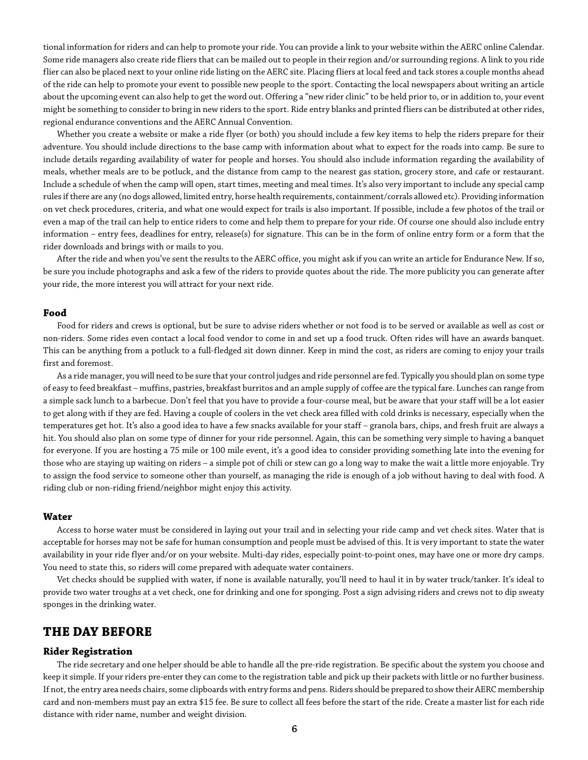tional information for riders and can help to promote your ride. You can provide a link to your website within the AERC online Calendar. Some ride managers also create ride fliers that can be mailed out to people in their region and/or surrounding regions. A link to you ride flier can also be placed next to your online ride listing on the AERC site. Placing fliers at local feed and tack stores a couple months ahead of the ride can help to promote your event to possible new people to the sport. Contacting the local newspapers about writing an article about the upcoming event can also help to get the word out. Offering a "new rider clinic" to be held prior to, or in addition to, your event might be something to consider to bring in new riders to the sport. Ride entry blanks and printed fliers can be distributed at other rides, regional endurance conventions and the AERC Annual Convention.

Whether you create a website or make a ride flyer (or both) you should include a few key items to help the riders prepare for their adventure. You should include directions to the base camp with information about what to expect for the roads into camp. Be sure to include details regarding availability of water for people and horses. You should also include information regarding the availability of meals, whether meals are to be potluck, and the distance from camp to the nearest gas station, grocery store, and cafe or restaurant. Include a schedule of when the camp will open, start times, meeting and meal times. It's also very important to include any special camp rules if there are any (no dogs allowed, limited entry, horse health requirements, containment/corrals allowed etc). Providing information on vet check procedures, criteria, and what one would expect for trails is also important. If possible, include a few photos of the trail or even a map of the trail can help to entice riders to come and help them to prepare for your ride. Of course one should also include entry information – entry fees, deadlines for entry, release(s) for signature. This can be in the form of online entry form or a form that the rider downloads and brings with or mails to you.

After the ride and when you've sent the results to the AERC office, you might ask if you can write an article for Endurance New. If so, be sure you include photographs and ask a few of the riders to provide quotes about the ride. The more publicity you can generate after your ride, the more interest you will attract for your next ride.

### Food

Food for riders and crews is optional, but be sure to advise riders whether or not food is to be served or available as well as cost or non-riders. Some rides even contact a local food vendor to come in and set up a food truck. Often rides will have an awards banquet. This can be anything from a potluck to a full-fledged sit down dinner. Keep in mind the cost, as riders are coming to enjoy your trails first and foremost.

As a ride manager, you will need to be sure that your control judges and ride personnel are fed. Typically you should plan on some type of easy to feed breakfast – muffins, pastries, breakfast burritos and an ample supply of coffee are the typical fare. Lunches can range from a simple sack lunch to a barbecue. Don't feel that you have to provide a four-course meal, but be aware that your staff will be a lot easier to get along with if they are fed. Having a couple of coolers in the vet check area filled with cold drinks is necessary, especially when the temperatures get hot. It's also a good idea to have a few snacks available for your staff – granola bars, chips, and fresh fruit are always a hit. You should also plan on some type of dinner for your ride personnel. Again, this can be something very simple to having a banquet for everyone. If you are hosting a 75 mile or 100 mile event, it's a good idea to consider providing something late into the evening for those who are staying up waiting on riders – a simple pot of chili or stew can go a long way to make the wait a little more enjoyable. Try to assign the food service to someone other than yourself, as managing the ride is enough of a job without having to deal with food. A riding club or non-riding friend/neighbor might enjoy this activity.

### Water

Access to horse water must be considered in laying out your trail and in selecting your ride camp and vet check sites. Water that is acceptable for horses may not be safe for human consumption and people must be advised of this. It is very important to state the water availability in your ride flyer and/or on your website. Multi-day rides, especially point-to-point ones, may have one or more dry camps. You need to state this, so riders will come prepared with adequate water containers.

Vet checks should be supplied with water, if none is available naturally, you'll need to haul it in by water truck/tanker. It's ideal to provide two water troughs at a vet check, one for drinking and one for sponging. Post a sign advising riders and crews not to dip sweaty sponges in the drinking water.

## THE DAY BEFORE

### Rider Registration

The ride secretary and one helper should be able to handle all the pre-ride registration. Be specific about the system you choose and keep it simple. If your riders pre-enter they can come to the registration table and pick up their packets with little or no further business. If not, the entry area needs chairs, some clipboards with entry forms and pens. Riders should be prepared to show their AERC membership card and non-members must pay an extra $15 fee. Be sure to collect all fees before the start of the ride. Create a master list for each ride distance with rider name, number and weight division.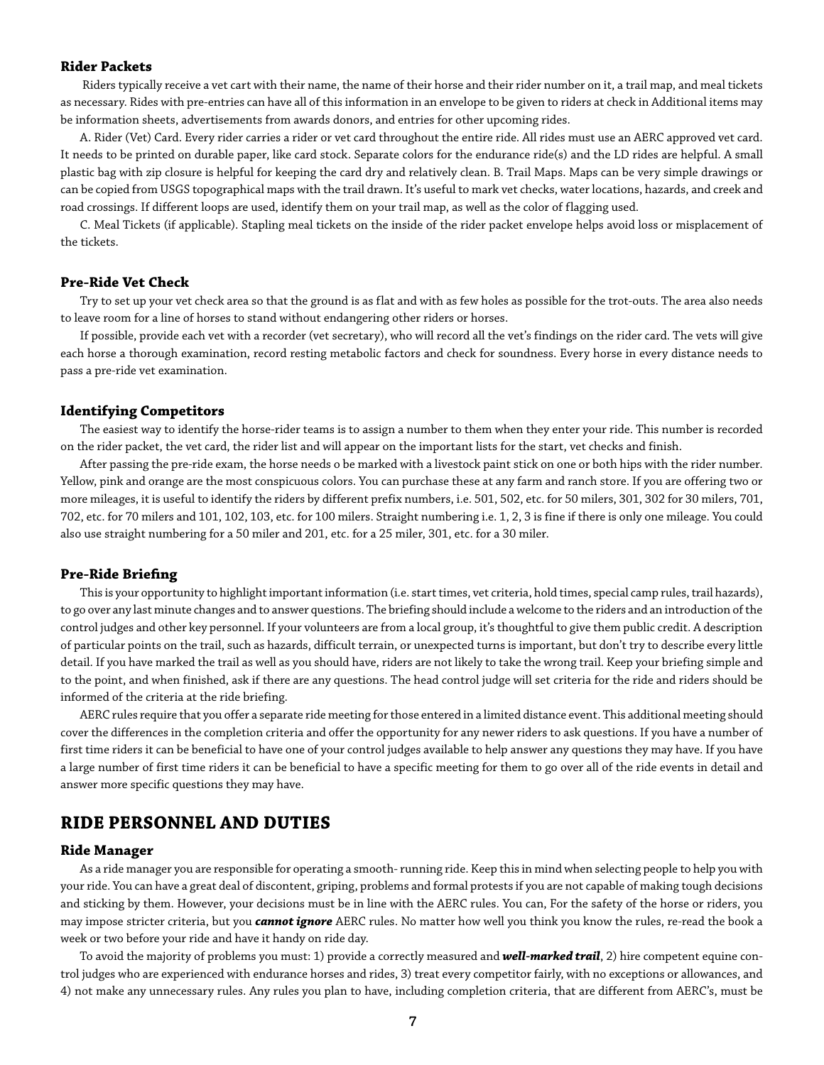### Rider Packets

Riders typically receive a vet cart with their name, the name of their horse and their rider number on it, a trail map, and meal tickets as necessary. Rides with pre-entries can have all of this information in an envelope to be given to riders at check in Additional items may be information sheets, advertisements from awards donors, and entries for other upcoming rides.

A. Rider (Vet) Card. Every rider carries a rider or vet card throughout the entire ride. All rides must use an AERC approved vet card. It needs to be printed on durable paper, like card stock. Separate colors for the endurance ride(s) and the LD rides are helpful. A small plastic bag with zip closure is helpful for keeping the card dry and relatively clean. B. Trail Maps. Maps can be very simple drawings or can be copied from USGS topographical maps with the trail drawn. It's useful to mark vet checks, water locations, hazards, and creek and road crossings. If different loops are used, identify them on your trail map, as well as the color of flagging used.

C. Meal Tickets (if applicable). Stapling meal tickets on the inside of the rider packet envelope helps avoid loss or misplacement of the tickets.

### Pre-Ride Vet Check

Try to set up your vet check area so that the ground is as flat and with as few holes as possible for the trot-outs. The area also needs to leave room for a line of horses to stand without endangering other riders or horses.

If possible, provide each vet with a recorder (vet secretary), who will record all the vet's findings on the rider card. The vets will give each horse a thorough examination, record resting metabolic factors and check for soundness. Every horse in every distance needs to pass a pre-ride vet examination.

### Identifying Competitors

The easiest way to identify the horse-rider teams is to assign a number to them when they enter your ride. This number is recorded on the rider packet, the vet card, the rider list and will appear on the important lists for the start, vet checks and finish.

After passing the pre-ride exam, the horse needs o be marked with a livestock paint stick on one or both hips with the rider number. Yellow, pink and orange are the most conspicuous colors. You can purchase these at any farm and ranch store. If you are offering two or more mileages, it is useful to identify the riders by different prefix numbers, i.e. 501, 502, etc. for 50 milers, 301, 302 for 30 milers, 701, 702, etc. for 70 milers and 101, 102, 103, etc. for 100 milers. Straight numbering i.e. 1, 2, 3 is fine if there is only one mileage. You could also use straight numbering for a 50 miler and 201, etc. for a 25 miler, 301, etc. for a 30 miler.

### Pre-Ride Briefing

This is your opportunity to highlight important information (i.e. start times, vet criteria, hold times, special camp rules, trail hazards), to go over any last minute changes and to answer questions. The briefing should include a welcome to the riders and an introduction of the control judges and other key personnel. If your volunteers are from a local group, it's thoughtful to give them public credit. A description of particular points on the trail, such as hazards, difficult terrain, or unexpected turns is important, but don't try to describe every little detail. If you have marked the trail as well as you should have, riders are not likely to take the wrong trail. Keep your briefing simple and to the point, and when finished, ask if there are any questions. The head control judge will set criteria for the ride and riders should be informed of the criteria at the ride briefing.

AERC rules require that you offer a separate ride meeting for those entered in a limited distance event. This additional meeting should cover the differences in the completion criteria and offer the opportunity for any newer riders to ask questions. If you have a number of first time riders it can be beneficial to have one of your control judges available to help answer any questions they may have. If you have a large number of first time riders it can be beneficial to have a specific meeting for them to go over all of the ride events in detail and answer more specific questions they may have.

## RIDE PERSONNEL AND DUTIES

### Ride Manager

As a ride manager you are responsible for operating a smooth- running ride. Keep this in mind when selecting people to help you with your ride. You can have a great deal of discontent, griping, problems and formal protests if you are not capable of making tough decisions and sticking by them. However, your decisions must be in line with the AERC rules. You can, For the safety of the horse or riders, you may impose stricter criteria, but you ***cannot ignore*** AERC rules. No matter how well you think you know the rules, re-read the book a week or two before your ride and have it handy on ride day.

To avoid the majority of problems you must: 1) provide a correctly measured and ***well-marked trail***, 2) hire competent equine control judges who are experienced with endurance horses and rides, 3) treat every competitor fairly, with no exceptions or allowances, and 4) not make any unnecessary rules. Any rules you plan to have, including completion criteria, that are different from AERC's, must be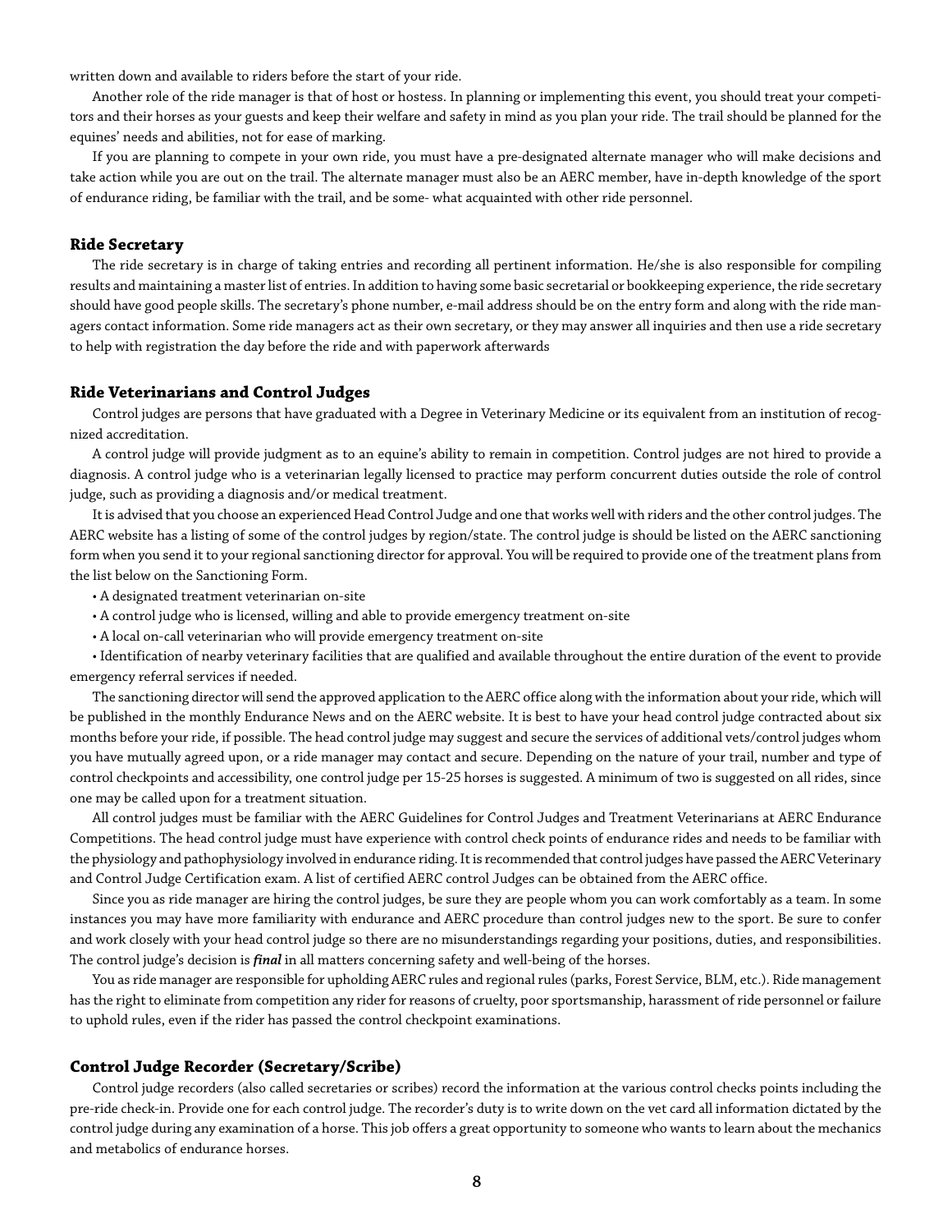written down and available to riders before the start of your ride.

Another role of the ride manager is that of host or hostess. In planning or implementing this event, you should treat your competitors and their horses as your guests and keep their welfare and safety in mind as you plan your ride. The trail should be planned for the equines' needs and abilities, not for ease of marking.

If you are planning to compete in your own ride, you must have a pre-designated alternate manager who will make decisions and take action while you are out on the trail. The alternate manager must also be an AERC member, have in-depth knowledge of the sport of endurance riding, be familiar with the trail, and be some- what acquainted with other ride personnel.

### Ride Secretary

The ride secretary is in charge of taking entries and recording all pertinent information. He/she is also responsible for compiling results and maintaining a master list of entries. In addition to having some basic secretarial or bookkeeping experience, the ride secretary should have good people skills. The secretary's phone number, e-mail address should be on the entry form and along with the ride managers contact information. Some ride managers act as their own secretary, or they may answer all inquiries and then use a ride secretary to help with registration the day before the ride and with paperwork afterwards

### Ride Veterinarians and Control Judges

Control judges are persons that have graduated with a Degree in Veterinary Medicine or its equivalent from an institution of recognized accreditation.

A control judge will provide judgment as to an equine's ability to remain in competition. Control judges are not hired to provide a diagnosis. A control judge who is a veterinarian legally licensed to practice may perform concurrent duties outside the role of control judge, such as providing a diagnosis and/or medical treatment.

It is advised that you choose an experienced Head Control Judge and one that works well with riders and the other control judges. The AERC website has a listing of some of the control judges by region/state. The control judge is should be listed on the AERC sanctioning form when you send it to your regional sanctioning director for approval. You will be required to provide one of the treatment plans from the list below on the Sanctioning Form.

- A designated treatment veterinarian on-site
- A control judge who is licensed, willing and able to provide emergency treatment on-site
- A local on-call veterinarian who will provide emergency treatment on-site
- Identification of nearby veterinary facilities that are qualified and available throughout the entire duration of the event to provide emergency referral services if needed.

The sanctioning director will send the approved application to the AERC office along with the information about your ride, which will be published in the monthly Endurance News and on the AERC website. It is best to have your head control judge contracted about six months before your ride, if possible. The head control judge may suggest and secure the services of additional vets/control judges whom you have mutually agreed upon, or a ride manager may contact and secure. Depending on the nature of your trail, number and type of control checkpoints and accessibility, one control judge per 15-25 horses is suggested. A minimum of two is suggested on all rides, since one may be called upon for a treatment situation.

All control judges must be familiar with the AERC Guidelines for Control Judges and Treatment Veterinarians at AERC Endurance Competitions. The head control judge must have experience with control check points of endurance rides and needs to be familiar with the physiology and pathophysiology involved in endurance riding. It is recommended that control judges have passed the AERC Veterinary and Control Judge Certification exam. A list of certified AERC control Judges can be obtained from the AERC office.

Since you as ride manager are hiring the control judges, be sure they are people whom you can work comfortably as a team. In some instances you may have more familiarity with endurance and AERC procedure than control judges new to the sport. Be sure to confer and work closely with your head control judge so there are no misunderstandings regarding your positions, duties, and responsibilities. The control judge's decision is ***final*** in all matters concerning safety and well-being of the horses.

You as ride manager are responsible for upholding AERC rules and regional rules (parks, Forest Service, BLM, etc.). Ride management has the right to eliminate from competition any rider for reasons of cruelty, poor sportsmanship, harassment of ride personnel or failure to uphold rules, even if the rider has passed the control checkpoint examinations.

### Control Judge Recorder (Secretary/Scribe)

Control judge recorders (also called secretaries or scribes) record the information at the various control checks points including the pre-ride check-in. Provide one for each control judge. The recorder's duty is to write down on the vet card all information dictated by the control judge during any examination of a horse. This job offers a great opportunity to someone who wants to learn about the mechanics and metabolics of endurance horses.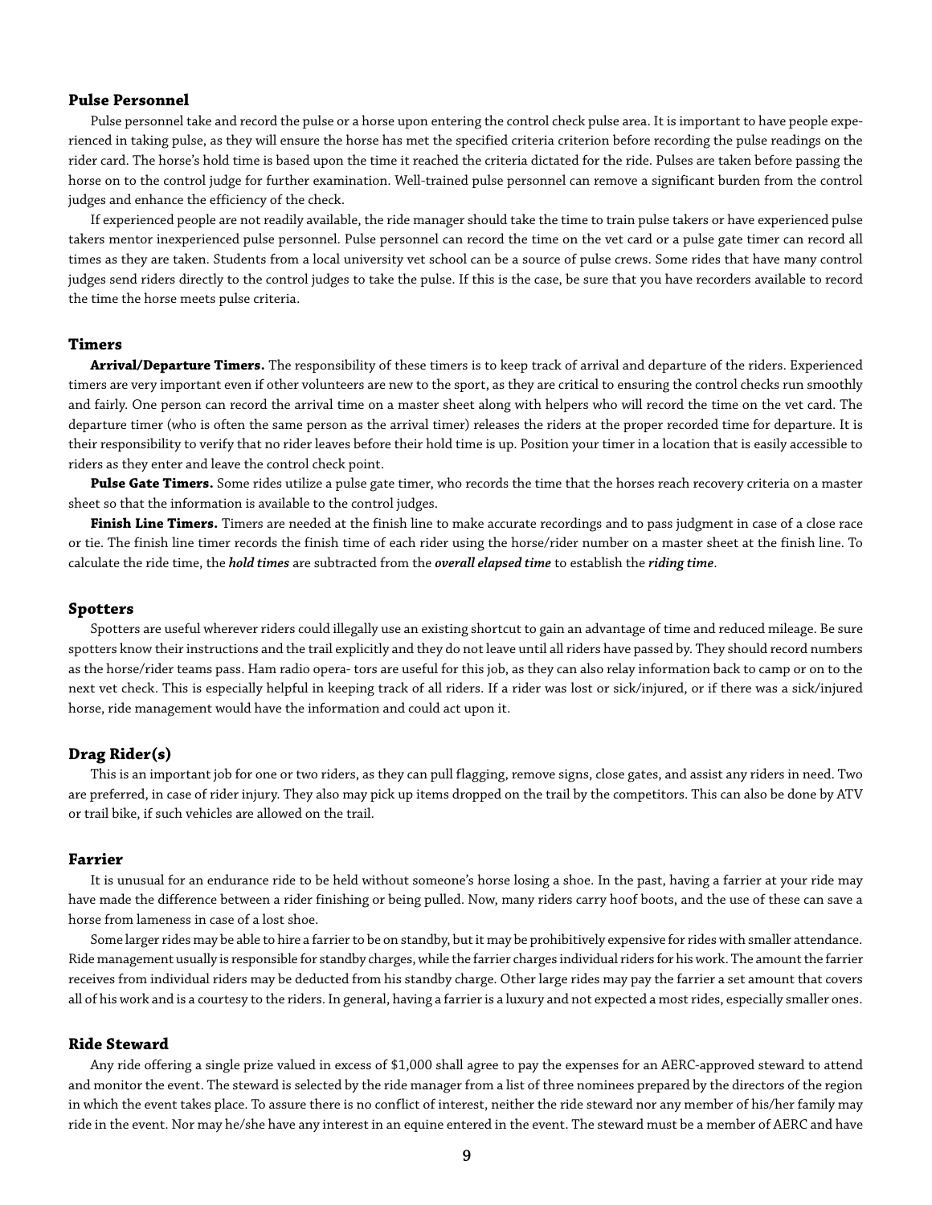### Pulse Personnel

Pulse personnel take and record the pulse or a horse upon entering the control check pulse area. It is important to have people experienced in taking pulse, as they will ensure the horse has met the specified criteria criterion before recording the pulse readings on the rider card. The horse's hold time is based upon the time it reached the criteria dictated for the ride. Pulses are taken before passing the horse on to the control judge for further examination. Well-trained pulse personnel can remove a significant burden from the control judges and enhance the efficiency of the check.

If experienced people are not readily available, the ride manager should take the time to train pulse takers or have experienced pulse takers mentor inexperienced pulse personnel. Pulse personnel can record the time on the vet card or a pulse gate timer can record all times as they are taken. Students from a local university vet school can be a source of pulse crews. Some rides that have many control judges send riders directly to the control judges to take the pulse. If this is the case, be sure that you have recorders available to record the time the horse meets pulse criteria.

### Timers

**Arrival/Departure Timers.** The responsibility of these timers is to keep track of arrival and departure of the riders. Experienced timers are very important even if other volunteers are new to the sport, as they are critical to ensuring the control checks run smoothly and fairly. One person can record the arrival time on a master sheet along with helpers who will record the time on the vet card. The departure timer (who is often the same person as the arrival timer) releases the riders at the proper recorded time for departure. It is their responsibility to verify that no rider leaves before their hold time is up. Position your timer in a location that is easily accessible to riders as they enter and leave the control check point.

**Pulse Gate Timers.** Some rides utilize a pulse gate timer, who records the time that the horses reach recovery criteria on a master sheet so that the information is available to the control judges.

**Finish Line Timers.** Timers are needed at the finish line to make accurate recordings and to pass judgment in case of a close race or tie. The finish line timer records the finish time of each rider using the horse/rider number on a master sheet at the finish line. To calculate the ride time, the ***hold times*** are subtracted from the ***overall elapsed time*** to establish the ***riding time***.

### Spotters

Spotters are useful wherever riders could illegally use an existing shortcut to gain an advantage of time and reduced mileage. Be sure spotters know their instructions and the trail explicitly and they do not leave until all riders have passed by. They should record numbers as the horse/rider teams pass. Ham radio opera- tors are useful for this job, as they can also relay information back to camp or on to the next vet check. This is especially helpful in keeping track of all riders. If a rider was lost or sick/injured, or if there was a sick/injured horse, ride management would have the information and could act upon it.

### Drag Rider(s)

This is an important job for one or two riders, as they can pull flagging, remove signs, close gates, and assist any riders in need. Two are preferred, in case of rider injury. They also may pick up items dropped on the trail by the competitors. This can also be done by ATV or trail bike, if such vehicles are allowed on the trail.

### Farrier

It is unusual for an endurance ride to be held without someone's horse losing a shoe. In the past, having a farrier at your ride may have made the difference between a rider finishing or being pulled. Now, many riders carry hoof boots, and the use of these can save a horse from lameness in case of a lost shoe.

Some larger rides may be able to hire a farrier to be on standby, but it may be prohibitively expensive for rides with smaller attendance. Ride management usually is responsible for standby charges, while the farrier charges individual riders for his work. The amount the farrier receives from individual riders may be deducted from his standby charge. Other large rides may pay the farrier a set amount that covers all of his work and is a courtesy to the riders. In general, having a farrier is a luxury and not expected a most rides, especially smaller ones.

### Ride Steward

Any ride offering a single prize valued in excess of $1,000 shall agree to pay the expenses for an AERC-approved steward to attend and monitor the event. The steward is selected by the ride manager from a list of three nominees prepared by the directors of the region in which the event takes place. To assure there is no conflict of interest, neither the ride steward nor any member of his/her family may ride in the event. Nor may he/she have any interest in an equine entered in the event. The steward must be a member of AERC and have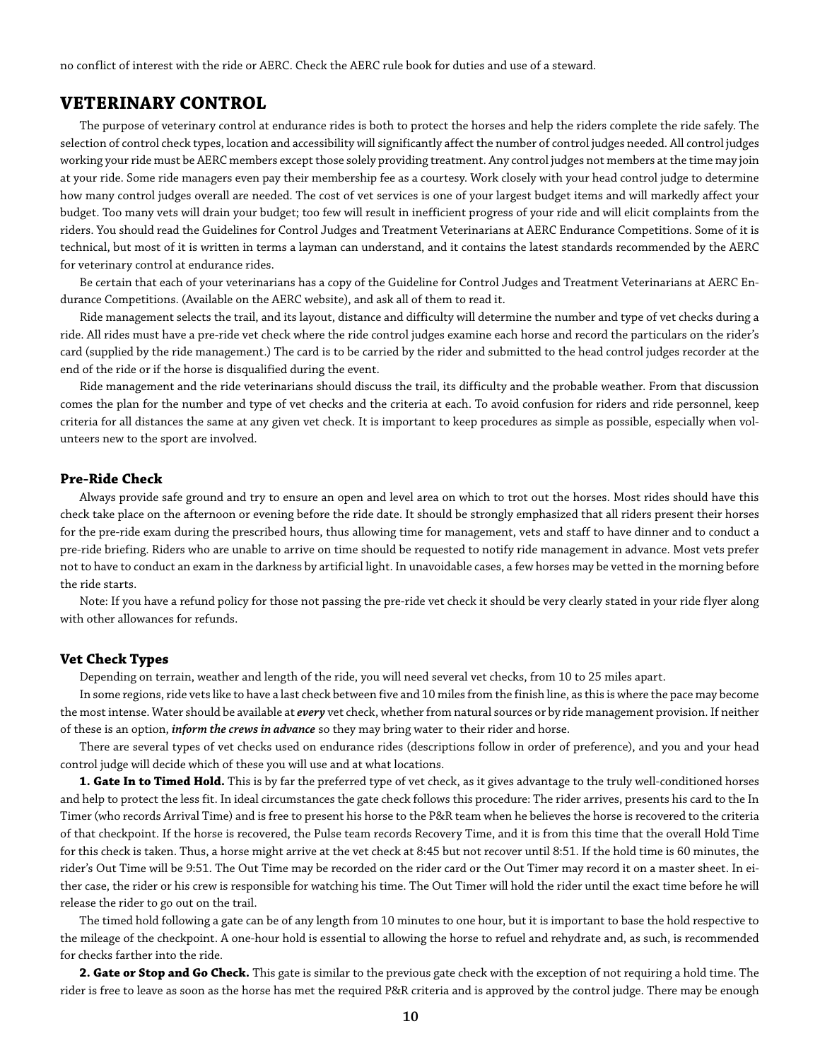no conflict of interest with the ride or AERC. Check the AERC rule book for duties and use of a steward.

## VETERINARY CONTROL

The purpose of veterinary control at endurance rides is both to protect the horses and help the riders complete the ride safely. The selection of control check types, location and accessibility will significantly affect the number of control judges needed. All control judges working your ride must be AERC members except those solely providing treatment. Any control judges not members at the time may join at your ride. Some ride managers even pay their membership fee as a courtesy. Work closely with your head control judge to determine how many control judges overall are needed. The cost of vet services is one of your largest budget items and will markedly affect your budget. Too many vets will drain your budget; too few will result in inefficient progress of your ride and will elicit complaints from the riders. You should read the Guidelines for Control Judges and Treatment Veterinarians at AERC Endurance Competitions. Some of it is technical, but most of it is written in terms a layman can understand, and it contains the latest standards recommended by the AERC for veterinary control at endurance rides.

Be certain that each of your veterinarians has a copy of the Guideline for Control Judges and Treatment Veterinarians at AERC Endurance Competitions. (Available on the AERC website), and ask all of them to read it.

Ride management selects the trail, and its layout, distance and difficulty will determine the number and type of vet checks during a ride. All rides must have a pre-ride vet check where the ride control judges examine each horse and record the particulars on the rider's card (supplied by the ride management.) The card is to be carried by the rider and submitted to the head control judges recorder at the end of the ride or if the horse is disqualified during the event.

Ride management and the ride veterinarians should discuss the trail, its difficulty and the probable weather. From that discussion comes the plan for the number and type of vet checks and the criteria at each. To avoid confusion for riders and ride personnel, keep criteria for all distances the same at any given vet check. It is important to keep procedures as simple as possible, especially when volunteers new to the sport are involved.

### Pre-Ride Check

Always provide safe ground and try to ensure an open and level area on which to trot out the horses. Most rides should have this check take place on the afternoon or evening before the ride date. It should be strongly emphasized that all riders present their horses for the pre-ride exam during the prescribed hours, thus allowing time for management, vets and staff to have dinner and to conduct a pre-ride briefing. Riders who are unable to arrive on time should be requested to notify ride management in advance. Most vets prefer not to have to conduct an exam in the darkness by artificial light. In unavoidable cases, a few horses may be vetted in the morning before the ride starts.

Note: If you have a refund policy for those not passing the pre-ride vet check it should be very clearly stated in your ride flyer along with other allowances for refunds.

### Vet Check Types

Depending on terrain, weather and length of the ride, you will need several vet checks, from 10 to 25 miles apart.

In some regions, ride vets like to have a last check between five and 10 miles from the finish line, as this is where the pace may become the most intense. Water should be available at ***every*** vet check, whether from natural sources or by ride management provision. If neither of these is an option, ***inform the crews in advance*** so they may bring water to their rider and horse.

There are several types of vet checks used on endurance rides (descriptions follow in order of preference), and you and your head control judge will decide which of these you will use and at what locations.

**1. Gate In to Timed Hold.** This is by far the preferred type of vet check, as it gives advantage to the truly well-conditioned horses and help to protect the less fit. In ideal circumstances the gate check follows this procedure: The rider arrives, presents his card to the In Timer (who records Arrival Time) and is free to present his horse to the P&R team when he believes the horse is recovered to the criteria of that checkpoint. If the horse is recovered, the Pulse team records Recovery Time, and it is from this time that the overall Hold Time for this check is taken. Thus, a horse might arrive at the vet check at 8:45 but not recover until 8:51. If the hold time is 60 minutes, the rider's Out Time will be 9:51. The Out Time may be recorded on the rider card or the Out Timer may record it on a master sheet. In either case, the rider or his crew is responsible for watching his time. The Out Timer will hold the rider until the exact time before he will release the rider to go out on the trail.

The timed hold following a gate can be of any length from 10 minutes to one hour, but it is important to base the hold respective to the mileage of the checkpoint. A one-hour hold is essential to allowing the horse to refuel and rehydrate and, as such, is recommended for checks farther into the ride.

**2. Gate or Stop and Go Check.** This gate is similar to the previous gate check with the exception of not requiring a hold time. The rider is free to leave as soon as the horse has met the required P&R criteria and is approved by the control judge. There may be enough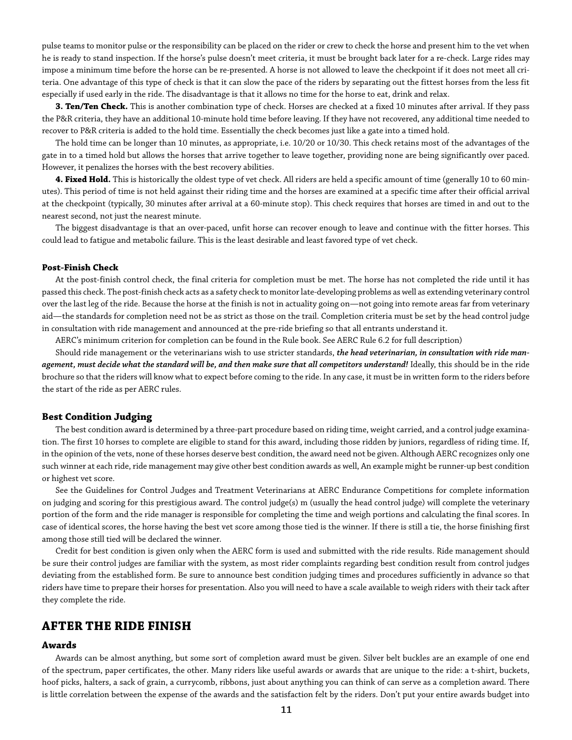pulse teams to monitor pulse or the responsibility can be placed on the rider or crew to check the horse and present him to the vet when he is ready to stand inspection. If the horse's pulse doesn't meet criteria, it must be brought back later for a re-check. Large rides may impose a minimum time before the horse can be re-presented. A horse is not allowed to leave the checkpoint if it does not meet all criteria. One advantage of this type of check is that it can slow the pace of the riders by separating out the fittest horses from the less fit especially if used early in the ride. The disadvantage is that it allows no time for the horse to eat, drink and relax.

**3. Ten/Ten Check.** This is another combination type of check. Horses are checked at a fixed 10 minutes after arrival. If they pass the P&R criteria, they have an additional 10-minute hold time before leaving. If they have not recovered, any additional time needed to recover to P&R criteria is added to the hold time. Essentially the check becomes just like a gate into a timed hold.

The hold time can be longer than 10 minutes, as appropriate, i.e. 10/20 or 10/30. This check retains most of the advantages of the gate in to a timed hold but allows the horses that arrive together to leave together, providing none are being significantly over paced. However, it penalizes the horses with the best recovery abilities.

**4. Fixed Hold.** This is historically the oldest type of vet check. All riders are held a specific amount of time (generally 10 to 60 minutes). This period of time is not held against their riding time and the horses are examined at a specific time after their official arrival at the checkpoint (typically, 30 minutes after arrival at a 60-minute stop). This check requires that horses are timed in and out to the nearest second, not just the nearest minute.

The biggest disadvantage is that an over-paced, unfit horse can recover enough to leave and continue with the fitter horses. This could lead to fatigue and metabolic failure. This is the least desirable and least favored type of vet check.

#### Post-Finish Check

At the post-finish control check, the final criteria for completion must be met. The horse has not completed the ride until it has passed this check. The post-finish check acts as a safety check to monitor late-developing problems as well as extending veterinary control over the last leg of the ride. Because the horse at the finish is not in actuality going on—not going into remote areas far from veterinary aid—the standards for completion need not be as strict as those on the trail. Completion criteria must be set by the head control judge in consultation with ride management and announced at the pre-ride briefing so that all entrants understand it.

AERC's minimum criterion for completion can be found in the Rule book. See AERC Rule 6.2 for full description)

Should ride management or the veterinarians wish to use stricter standards, ***the head veterinarian, in consultation with ride management, must decide what the standard will be, and then make sure that all competitors understand!*** Ideally, this should be in the ride brochure so that the riders will know what to expect before coming to the ride. In any case, it must be in written form to the riders before the start of the ride as per AERC rules.

### Best Condition Judging

The best condition award is determined by a three-part procedure based on riding time, weight carried, and a control judge examination. The first 10 horses to complete are eligible to stand for this award, including those ridden by juniors, regardless of riding time. If, in the opinion of the vets, none of these horses deserve best condition, the award need not be given. Although AERC recognizes only one such winner at each ride, ride management may give other best condition awards as well, An example might be runner-up best condition or highest vet score.

See the Guidelines for Control Judges and Treatment Veterinarians at AERC Endurance Competitions for complete information on judging and scoring for this prestigious award. The control judge(s) m (usually the head control judge) will complete the veterinary portion of the form and the ride manager is responsible for completing the time and weigh portions and calculating the final scores. In case of identical scores, the horse having the best vet score among those tied is the winner. If there is still a tie, the horse finishing first among those still tied will be declared the winner.

Credit for best condition is given only when the AERC form is used and submitted with the ride results. Ride management should be sure their control judges are familiar with the system, as most rider complaints regarding best condition result from control judges deviating from the established form. Be sure to announce best condition judging times and procedures sufficiently in advance so that riders have time to prepare their horses for presentation. Also you will need to have a scale available to weigh riders with their tack after they complete the ride.

## AFTER THE RIDE FINISH

### Awards

Awards can be almost anything, but some sort of completion award must be given. Silver belt buckles are an example of one end of the spectrum, paper certificates, the other. Many riders like useful awards or awards that are unique to the ride: a t-shirt, buckets, hoof picks, halters, a sack of grain, a currycomb, ribbons, just about anything you can think of can serve as a completion award. There is little correlation between the expense of the awards and the satisfaction felt by the riders. Don't put your entire awards budget into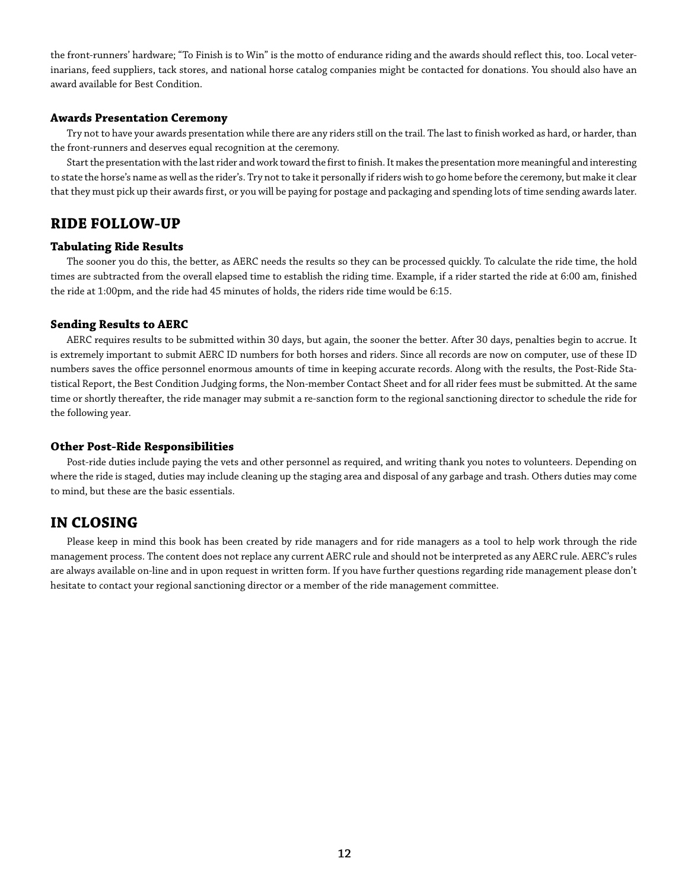the front-runners' hardware; "To Finish is to Win" is the motto of endurance riding and the awards should reflect this, too. Local veterinarians, feed suppliers, tack stores, and national horse catalog companies might be contacted for donations. You should also have an award available for Best Condition.

### Awards Presentation Ceremony

Try not to have your awards presentation while there are any riders still on the trail. The last to finish worked as hard, or harder, than the front-runners and deserves equal recognition at the ceremony.

Start the presentation with the last rider and work toward the first to finish. It makes the presentation more meaningful and interesting to state the horse's name as well as the rider's. Try not to take it personally if riders wish to go home before the ceremony, but make it clear that they must pick up their awards first, or you will be paying for postage and packaging and spending lots of time sending awards later.

## RIDE FOLLOW-UP

### Tabulating Ride Results

The sooner you do this, the better, as AERC needs the results so they can be processed quickly. To calculate the ride time, the hold times are subtracted from the overall elapsed time to establish the riding time. Example, if a rider started the ride at 6:00 am, finished the ride at 1:00pm, and the ride had 45 minutes of holds, the riders ride time would be 6:15.

### Sending Results to AERC

AERC requires results to be submitted within 30 days, but again, the sooner the better. After 30 days, penalties begin to accrue. It is extremely important to submit AERC ID numbers for both horses and riders. Since all records are now on computer, use of these ID numbers saves the office personnel enormous amounts of time in keeping accurate records. Along with the results, the Post-Ride Statistical Report, the Best Condition Judging forms, the Non-member Contact Sheet and for all rider fees must be submitted. At the same time or shortly thereafter, the ride manager may submit a re-sanction form to the regional sanctioning director to schedule the ride for the following year.

### Other Post-Ride Responsibilities

Post-ride duties include paying the vets and other personnel as required, and writing thank you notes to volunteers. Depending on where the ride is staged, duties may include cleaning up the staging area and disposal of any garbage and trash. Others duties may come to mind, but these are the basic essentials.

## IN CLOSING

Please keep in mind this book has been created by ride managers and for ride managers as a tool to help work through the ride management process. The content does not replace any current AERC rule and should not be interpreted as any AERC rule. AERC's rules are always available on-line and in upon request in written form. If you have further questions regarding ride management please don't hesitate to contact your regional sanctioning director or a member of the ride management committee.